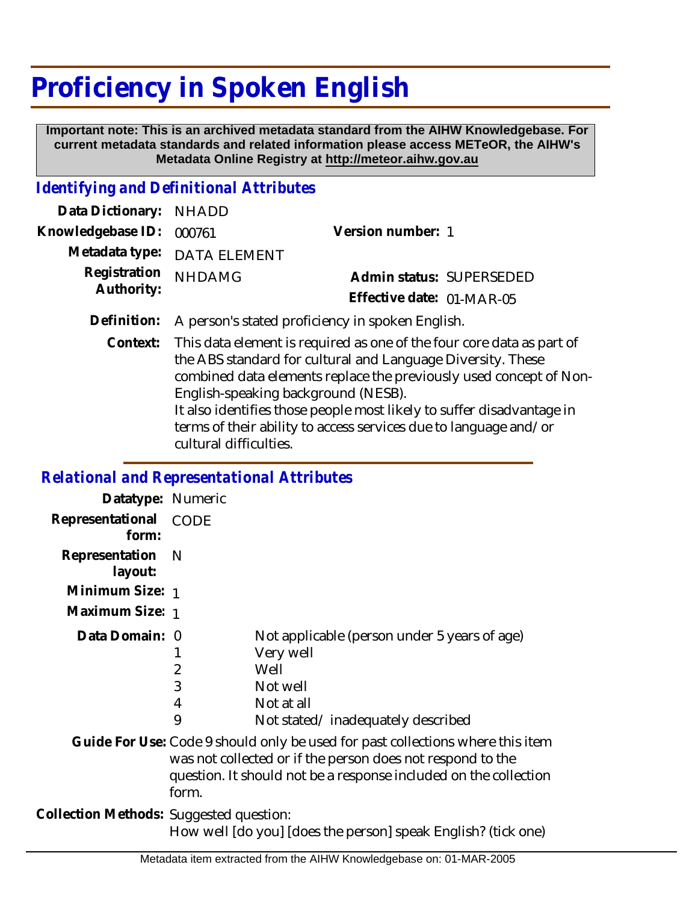# Proficiency in Spoken English

**Important note: This is an archived metadata standard from the AIHW Knowledgebase. For current metadata standards and related information please access METeOR, the AIHW's Metadata Online Registry at http://meteor.aihw.gov.au**

## Identifying and Definitional Attributes

| | | | |
|---|---|---|---|
| **Data Dictionary:** | NHADD | | |
| **Knowledgebase ID:** | 000761 | **Version number:** | 1 |
| **Metadata type:** | DATA ELEMENT | | |
| **Registration Authority:** | NHDAMG | **Admin status:** | SUPERSEDED |
| | | **Effective date:** | 01-MAR-05 |

**Definition:** A person's stated proficiency in spoken English.

**Context:** This data element is required as one of the four core data as part of the ABS standard for cultural and Language Diversity. These combined data elements replace the previously used concept of Non-English-speaking background (NESB).
It also identifies those people most likely to suffer disadvantage in terms of their ability to access services due to language and/or cultural difficulties.

## Relational and Representational Attributes

**Datatype:** Numeric

**Representational form:** CODE

**Representation layout:** N

**Minimum Size:** 1

**Maximum Size:** 1

**Data Domain:**

| Code | Description |
|---|---|
| 0 | Not applicable (person under 5 years of age) |
| 1 | Very well |
| 2 | Well |
| 3 | Not well |
| 4 | Not at all |
| 9 | Not stated/ inadequately described |

**Guide For Use:** Code 9 should only be used for past collections where this item was not collected or if the person does not respond to the question. It should not be a response included on the collection form.

**Collection Methods:** Suggested question:
How well [do you] [does the person] speak English? (tick one)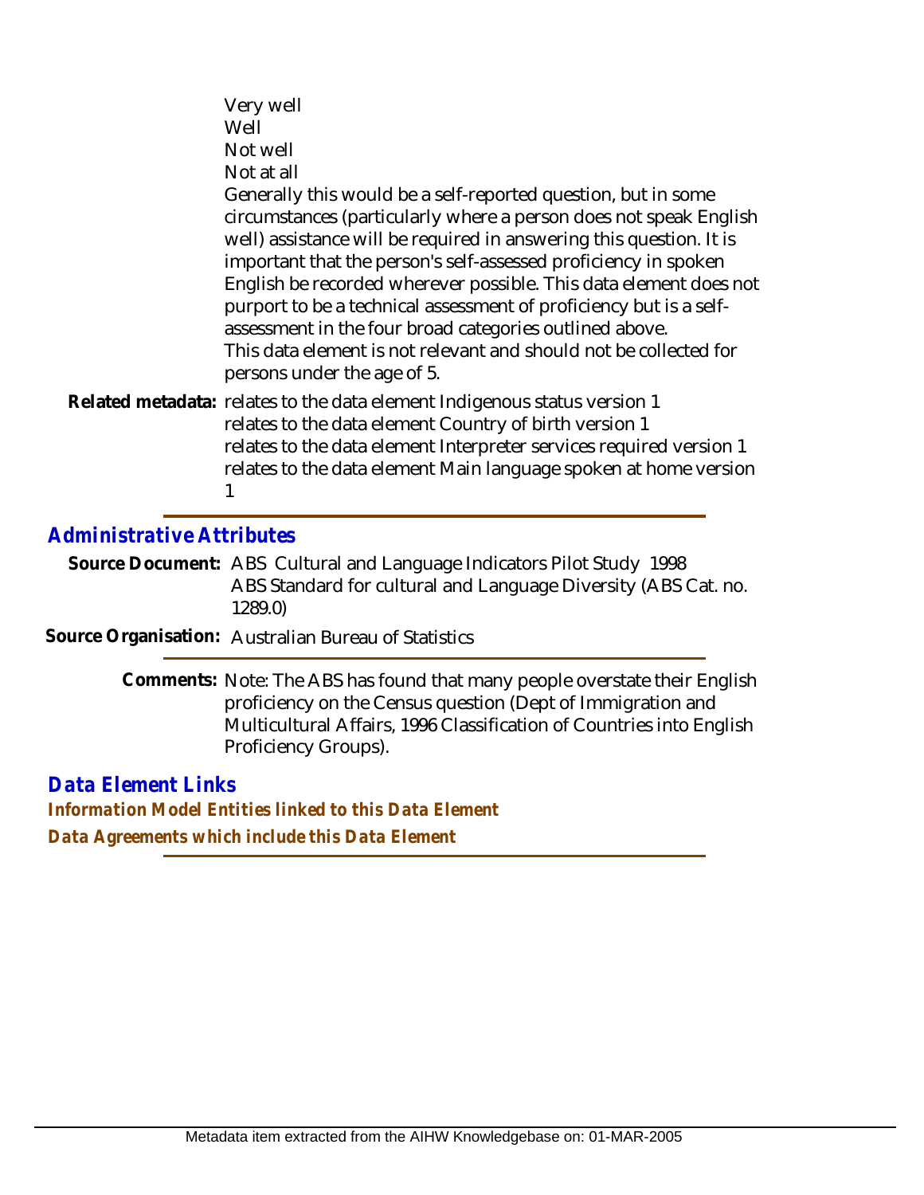Very well
Well
Not well
Not at all

Generally this would be a self-reported question, but in some circumstances (particularly where a person does not speak English well) assistance will be required in answering this question. It is important that the person's self-assessed proficiency in spoken English be recorded wherever possible. This data element does not purport to be a technical assessment of proficiency but is a self-assessment in the four broad categories outlined above.

This data element is not relevant and should not be collected for persons under the age of 5.

**Related metadata:** relates to the data element Indigenous status version 1
relates to the data element Country of birth version 1
relates to the data element Interpreter services required version 1
relates to the data element Main language spoken at home version 1

## Administrative Attributes

**Source Document:** ABS Cultural and Language Indicators Pilot Study 1998
ABS Standard for cultural and Language Diversity (ABS Cat. no. 1289.0)

**Source Organisation:** Australian Bureau of Statistics

**Comments:** Note: The ABS has found that many people overstate their English proficiency on the Census question (Dept of Immigration and Multicultural Affairs, 1996 Classification of Countries into English Proficiency Groups).

## Data Element Links

### Information Model Entities linked to this Data Element

### Data Agreements which include this Data Element